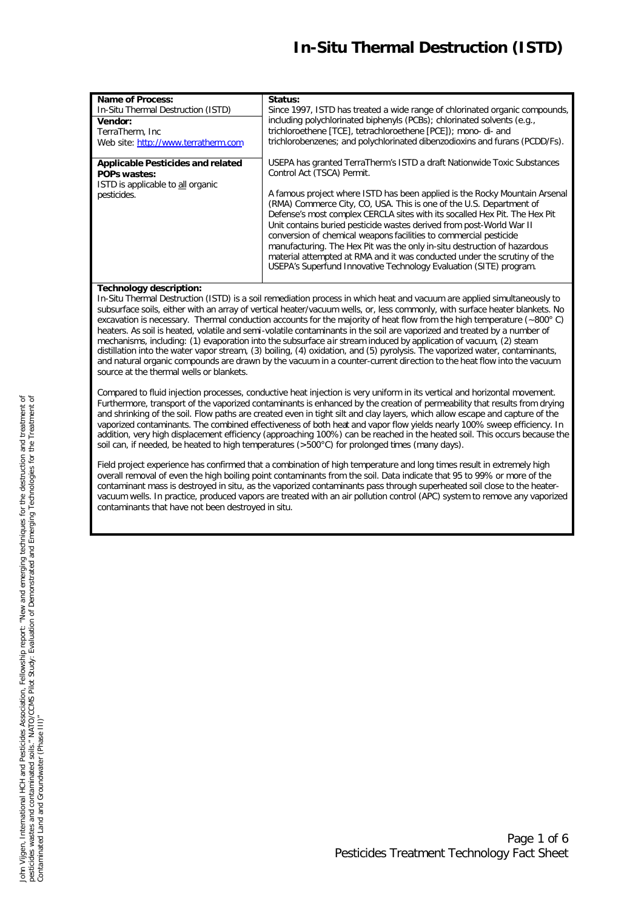# In-Situ Thermal Destruction (ISTD)

| | |
|---|---|
| **Name of Process:**<br>In-Situ Thermal Destruction (ISTD)<br>**Vendor:**<br>TerraTherm, Inc<br>Web site: http://www.terratherm.com<br><br>**Applicable Pesticides and related POPs wastes:**<br>ISTD is applicable to all organic pesticides. | **Status:**<br>Since 1997, ISTD has treated a wide range of chlorinated organic compounds, including polychlorinated biphenyls (PCBs); chlorinated solvents (e.g., trichloroethene [TCE], tetrachloroethene [PCE]); mono- di- and trichlorobenzenes; and polychlorinated dibenzodioxins and furans (PCDD/Fs).<br><br>USEPA has granted TerraTherm's ISTD a draft Nationwide Toxic Substances Control Act (TSCA) Permit.<br><br>A famous project where ISTD has been applied is the Rocky Mountain Arsenal (RMA) Commerce City, CO, USA. This is one of the U.S. Department of Defense's most complex CERCLA sites with its socalled Hex Pit. The Hex Pit Unit contains buried pesticide wastes derived from post-World War II conversion of chemical weapons facilities to commercial pesticide manufacturing. The Hex Pit was the only in-situ destruction of hazardous material attempted at RMA and it was conducted under the scrutiny of the USEPA's Superfund Innovative Technology Evaluation (SITE) program. |

**Technology description:**

In-Situ Thermal Destruction (ISTD) is a soil remediation process in which heat and vacuum are applied simultaneously to subsurface soils, either with an array of vertical heater/vacuum wells, or, less commonly, with surface heater blankets. No excavation is necessary. Thermal conduction accounts for the majority of heat flow from the high temperature (~800° C) heaters. As soil is heated, volatile and semi-volatile contaminants in the soil are vaporized and treated by a number of mechanisms, including: (1) evaporation into the subsurface air stream induced by application of vacuum, (2) steam distillation into the water vapor stream, (3) boiling, (4) oxidation, and (5) pyrolysis. The vaporized water, contaminants, and natural organic compounds are drawn by the vacuum in a counter-current direction to the heat flow into the vacuum source at the thermal wells or blankets.

Compared to fluid injection processes, conductive heat injection is very uniform in its vertical and horizontal movement. Furthermore, transport of the vaporized contaminants is enhanced by the creation of permeability that results from drying and shrinking of the soil. Flow paths are created even in tight silt and clay layers, which allow escape and capture of the vaporized contaminants. The combined effectiveness of both heat and vapor flow yields nearly 100% sweep efficiency. In addition, very high displacement efficiency (approaching 100%) can be reached in the heated soil. This occurs because the soil can, if needed, be heated to high temperatures (>500°C) for prolonged times (many days).

Field project experience has confirmed that a combination of high temperature and long times result in extremely high overall removal of even the high boiling point contaminants from the soil. Data indicate that 95 to 99% or more of the contaminant mass is destroyed in situ, as the vaporized contaminants pass through superheated soil close to the heater-vacuum wells. In practice, produced vapors are treated with an air pollution control (APC) system to remove any vaporized contaminants that have not been destroyed in situ.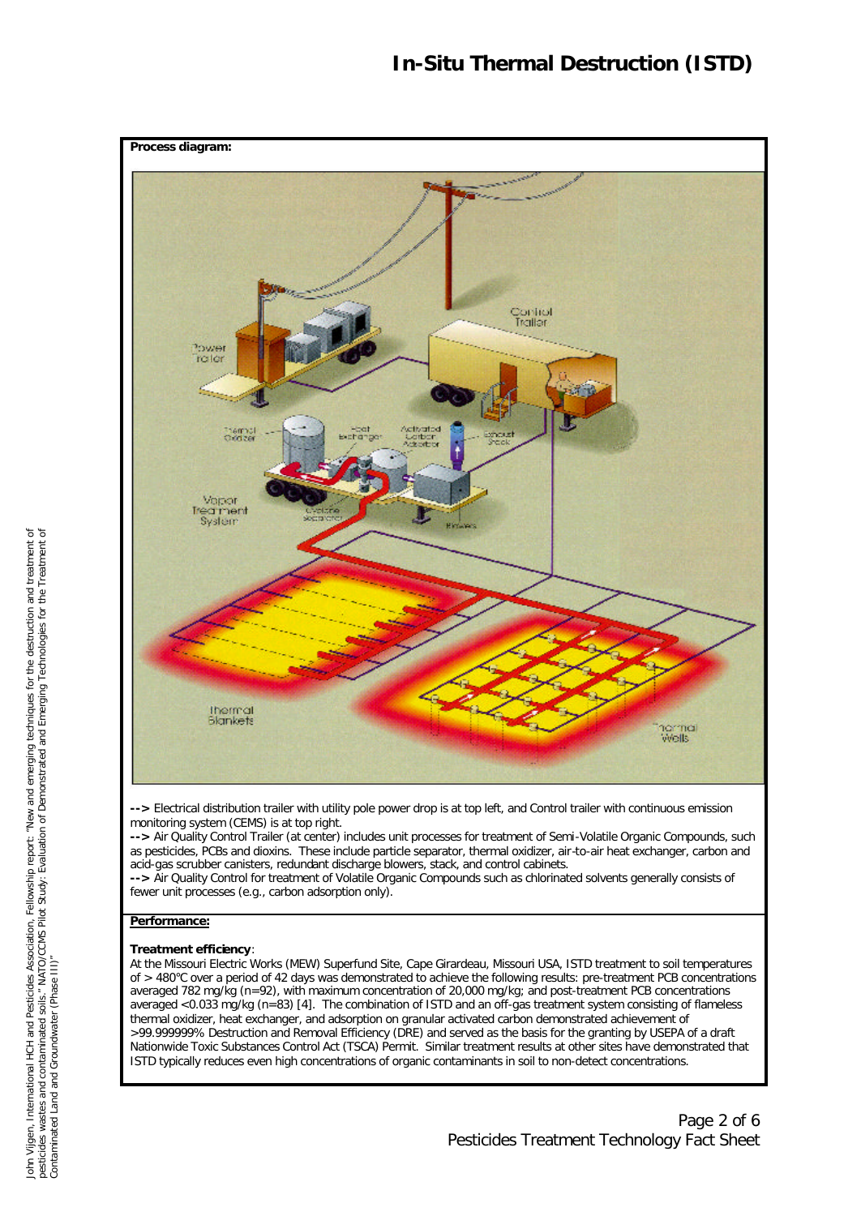# In-Situ Thermal Destruction (ISTD)

**Process diagram:**

--> Electrical distribution trailer with utility pole power drop is at top left, and Control trailer with continuous emission monitoring system (CEMS) is at top right.

--> Air Quality Control Trailer (at center) includes unit processes for treatment of Semi-Volatile Organic Compounds, such as pesticides, PCBs and dioxins. These include particle separator, thermal oxidizer, air-to-air heat exchanger, carbon and acid-gas scrubber canisters, redundant discharge blowers, stack, and control cabinets.

--> Air Quality Control for treatment of Volatile Organic Compounds such as chlorinated solvents generally consists of fewer unit processes (e.g., carbon adsorption only).

**Performance:**

**Treatment efficiency**:

At the Missouri Electric Works (MEW) Superfund Site, Cape Girardeau, Missouri USA, ISTD treatment to soil temperatures of > 480°C over a period of 42 days was demonstrated to achieve the following results: pre-treatment PCB concentrations averaged 782 mg/kg (n=92), with maximum concentration of 20,000 mg/kg; and post-treatment PCB concentrations averaged <0.033 mg/kg (n=83) [4]. The combination of ISTD and an off-gas treatment system consisting of flameless thermal oxidizer, heat exchanger, and adsorption on granular activated carbon demonstrated achievement of >99.999999% Destruction and Removal Efficiency (DRE) and served as the basis for the granting by USEPA of a draft Nationwide Toxic Substances Control Act (TSCA) Permit. Similar treatment results at other sites have demonstrated that ISTD typically reduces even high concentrations of organic contaminants in soil to non-detect concentrations.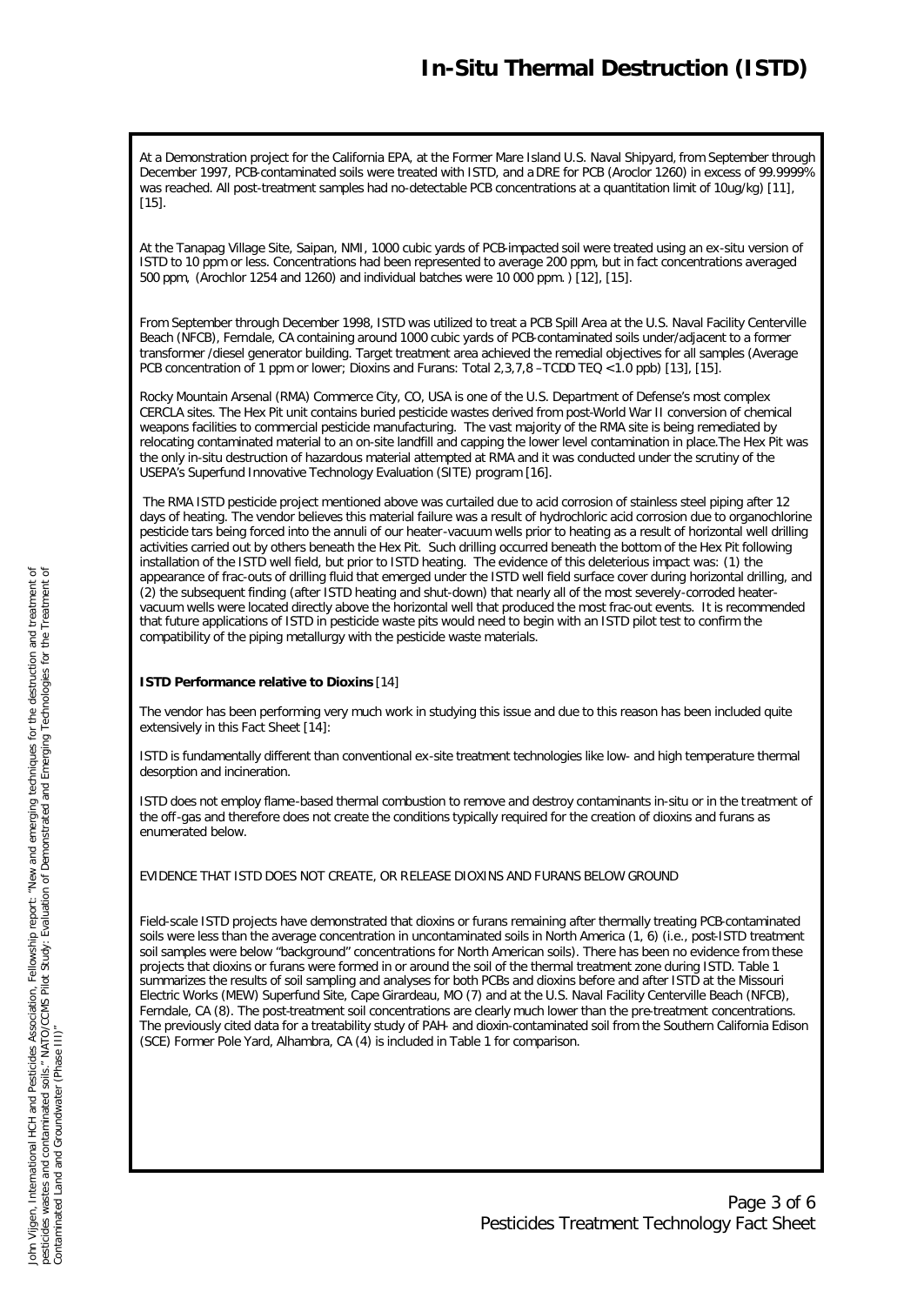# In-Situ Thermal Destruction (ISTD)

At a Demonstration project for the California EPA, at the Former Mare Island U.S. Naval Shipyard, from September through December 1997, PCB-contaminated soils were treated with ISTD, and a DRE for PCB (Aroclor 1260) in excess of 99.9999% was reached. All post-treatment samples had no-detectable PCB concentrations at a quantitation limit of 10ug/kg) [11], [15].

At the Tanapag Village Site, Saipan, NMI, 1000 cubic yards of PCB-impacted soil were treated using an ex-situ version of ISTD to 10 ppm or less. Concentrations had been represented to average 200 ppm, but in fact concentrations averaged 500 ppm, (Arochlor 1254 and 1260) and individual batches were 10 000 ppm. ) [12], [15].

From September through December 1998, ISTD was utilized to treat a PCB Spill Area at the U.S. Naval Facility Centerville Beach (NFCB), Ferndale, CA containing around 1000 cubic yards of PCB-contaminated soils under/adjacent to a former transformer /diesel generator building. Target treatment area achieved the remedial objectives for all samples (Average PCB concentration of 1 ppm or lower; Dioxins and Furans: Total 2,3,7,8 –TCDD TEQ <1.0 ppb) [13], [15].

Rocky Mountain Arsenal (RMA) Commerce City, CO, USA is one of the U.S. Department of Defense's most complex CERCLA sites. The Hex Pit unit contains buried pesticide wastes derived from post-World War II conversion of chemical weapons facilities to commercial pesticide manufacturing. The vast majority of the RMA site is being remediated by relocating contaminated material to an on-site landfill and capping the lower level contamination in place.The Hex Pit was the only in-situ destruction of hazardous material attempted at RMA and it was conducted under the scrutiny of the USEPA's Superfund Innovative Technology Evaluation (SITE) program [16].

The RMA ISTD pesticide project mentioned above was curtailed due to acid corrosion of stainless steel piping after 12 days of heating. The vendor believes this material failure was a result of hydrochloric acid corrosion due to organochlorine pesticide tars being forced into the annuli of our heater-vacuum wells prior to heating as a result of horizontal well drilling activities carried out by others beneath the Hex Pit. Such drilling occurred beneath the bottom of the Hex Pit following installation of the ISTD well field, but prior to ISTD heating. The evidence of this deleterious impact was: (1) the appearance of frac-outs of drilling fluid that emerged under the ISTD well field surface cover during horizontal drilling, and (2) the subsequent finding (after ISTD heating and shut-down) that nearly all of the most severely-corroded heater-vacuum wells were located directly above the horizontal well that produced the most frac-out events. It is recommended that future applications of ISTD in pesticide waste pits would need to begin with an ISTD pilot test to confirm the compatibility of the piping metallurgy with the pesticide waste materials.

**ISTD Performance relative to Dioxins** [14]

The vendor has been performing very much work in studying this issue and due to this reason has been included quite extensively in this Fact Sheet [14]:

ISTD is fundamentally different than conventional ex-site treatment technologies like low- and high temperature thermal desorption and incineration.

ISTD does not employ flame-based thermal combustion to remove and destroy contaminants in-situ or in the treatment of the off-gas and therefore does not create the conditions typically required for the creation of dioxins and furans as enumerated below.

EVIDENCE THAT ISTD DOES NOT CREATE, OR RELEASE DIOXINS AND FURANS BELOW GROUND

Field-scale ISTD projects have demonstrated that dioxins or furans remaining after thermally treating PCB-contaminated soils were less than the average concentration in uncontaminated soils in North America (1, 6) (i.e., post-ISTD treatment soil samples were below "background" concentrations for North American soils). There has been no evidence from these projects that dioxins or furans were formed in or around the soil of the thermal treatment zone during ISTD. Table 1 summarizes the results of soil sampling and analyses for both PCBs and dioxins before and after ISTD at the Missouri Electric Works (MEW) Superfund Site, Cape Girardeau, MO (7) and at the U.S. Naval Facility Centerville Beach (NFCB), Ferndale, CA (8). The post-treatment soil concentrations are clearly much lower than the pre-treatment concentrations. The previously cited data for a treatability study of PAH- and dioxin-contaminated soil from the Southern California Edison (SCE) Former Pole Yard, Alhambra, CA (4) is included in Table 1 for comparison.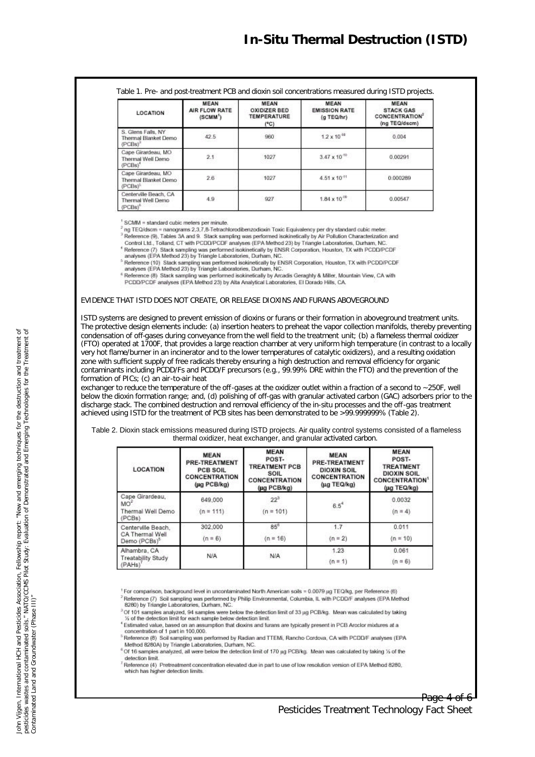Table 1. Pre- and post-treatment PCB and dioxin soil concentrations measured during ISTD projects.

| LOCATION | MEAN AIR FLOW RATE (SCMM[1]) | MEAN OXIDIZER BED TEMPERATURE (°C) | MEAN EMISSION RATE (g TEQ/hr) | MEAN STACK GAS CONCENTRATION[2] (ng TEQ/dscm) |
|---|---|---|---|---|
| S. Glens Falls, NY Thermal Blanket Demo (PCBs)[3] | 42.5 | 960 | $1.2 \times 10^{-10}$ | 0.004 |
| Cape Girardeau, MO Thermal Well Demo (PCBs)[4] | 2.1 | 1027 | $3.47 \times 10^{-10}$ | 0.00291 |
| Cape Girardeau, MO Thermal Blanket Demo (PCBs)[5] | 2.6 | 1027 | $4.51 \times 10^{-11}$ | 0.000289 |
| Centerville Beach, CA Thermal Well Demo (PCBs)[6] | 4.9 | 927 | $1.84 \times 10^{-09}$ | 0.00547 |

[1] SCMM = standard cubic meters per minute.
[2] ng TEQ/dscm = nanograms 2,3,7,8-Tetrachlorodibenzodioxin Toxic Equivalency per dry standard cubic meter.
[3] Reference (9), Tables 3A and 9. Stack sampling was performed isokinetically by Air Pollution Characterization and Control Ltd., Tolland, CT with PCDD/PCDF analyses (EPA Method 23) by Triangle Laboratories, Durham, NC.
[4] Reference (7) Stack sampling was performed isokinetically by ENSR Corporation, Houston, TX with PCDD/PCDF analyses (EPA Method 23) by Triangle Laboratories, Durham, NC.
[5] Reference (10) Stack sampling was performed isokinetically by ENSR Corporation, Houston, TX with PCDD/PCDF analyses (EPA Method 23) by Triangle Laboratories, Durham, NC.
[6] Reference (8) Stack sampling was performed isokinetically by Arcadis Geraghty & Miller, Mountain View, CA with PCDD/PCDF analyses (EPA Method 23) by Alta Analytical Laboratories, El Dorado Hills, CA.

EVIDENCE THAT ISTD DOES NOT CREATE, OR RELEASE DIOXINS AND FURANS ABOVEGROUND

ISTD systems are designed to prevent emission of dioxins or furans or their formation in aboveground treatment units. The protective design elements include: (a) insertion heaters to preheat the vapor collection manifolds, thereby preventing condensation of off-gases during conveyance from the well field to the treatment unit; (b) a flameless thermal oxidizer (FTO) operated at 1700F, that provides a large reaction chamber at very uniform high temperature (in contrast to a locally very hot flame/burner in an incinerator and to the lower temperatures of catalytic oxidizers), and a resulting oxidation zone with sufficient supply of free radicals thereby ensuring a high destruction and removal efficiency for organic contaminants including PCDD/Fs and PCDD/F precursors (e.g., 99.99% DRE within the FTO) and the prevention of the formation of PICs; (c) an air-to-air heat exchanger to reduce the temperature of the off-gases at the oxidizer outlet within a fraction of a second to ~250F, well below the dioxin formation range; and, (d) polishing of off-gas with granular activated carbon (GAC) adsorbers prior to the discharge stack. The combined destruction and removal efficiency of the in-situ processes and the off-gas treatment achieved using ISTD for the treatment of PCB sites has been demonstrated to be >99.999999% (Table 2).

Table 2. Dioxin stack emissions measured during ISTD projects. Air quality control systems consisted of a flameless thermal oxidizer, heat exchanger, and granular activated carbon.

| LOCATION | MEAN PRE-TREATMENT PCB SOIL CONCENTRATION (µg PCB/kg) | MEAN POST-TREATMENT PCB SOIL CONCENTRATION (µg PCB/kg) | MEAN PRE-TREATMENT DIOXIN SOIL CONCENTRATION (µg TEQ/kg) | MEAN POST-TREATMENT DIOXIN SOIL CONCENTRATION[1] (µg TEQ/kg) |
|---|---|---|---|---|
| Cape Girardeau, MO[2] Thermal Well Demo (PCBs) | 649,000 (n = 111) | 22[3] (n = 101) | 6.5[4] | 0.0032 (n = 4) |
| Centerville Beach, CA Thermal Well Demo (PCBs)[5] | 302,000 (n = 6) | 85[6] (n = 16) | 1.7 (n = 2) | 0.011 (n = 10) |
| Alhambra, CA Treatability Study (PAHs)[7] | N/A | N/A | 1.23 (n = 1) | 0.061 (n = 6) |

[1] For comparison, background level in uncontaminated North American soils = 0.0079 µg TEQ/kg, per Reference (6)
[2] Reference (7) Soil sampling was performed by Philip Environmental, Columbia, IL with PCDD/F analyses (EPA Method 8280) by Triangle Laboratories, Durham, NC.
[3] Of 101 samples analyzed, 94 samples were below the detection limit of 33 µg PCB/kg. Mean was calculated by taking ½ of the detection limit for each sample below detection limit.
[4] Estimated value, based on an assumption that dioxins and furans are typically present in PCB Aroclor mixtures at a concentration of 1 part in 100,000.
[5] Reference (8) Soil sampling was performed by Radian and TTEMI, Rancho Cordova, CA with PCDD/F analyses (EPA Method 8280A) by Triangle Laboratories, Durham, NC.
[6] Of 16 samples analyzed, all were below the detection limit of 170 µg PCB/kg. Mean was calculated by taking ½ of the detection limit.
[7] Reference (4) Pretreatment concentration elevated due in part to use of low resolution version of EPA Method 8280, which has higher detection limits.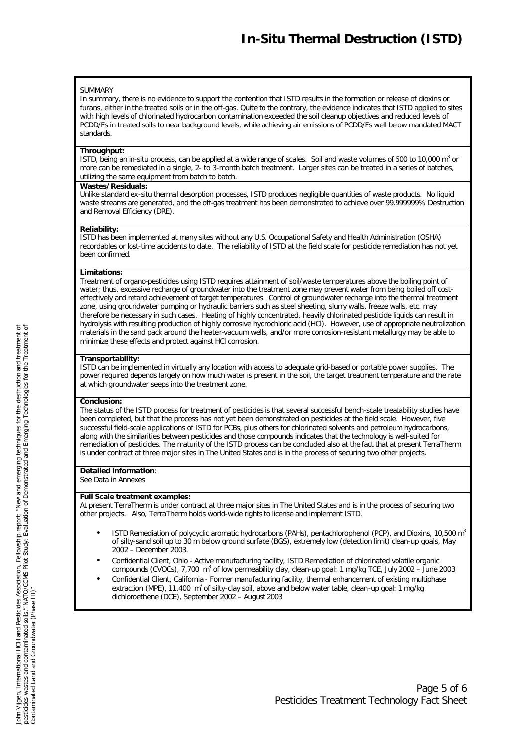# In-Situ Thermal Destruction (ISTD)

SUMMARY

In summary, there is no evidence to support the contention that ISTD results in the formation or release of dioxins or furans, either in the treated soils or in the off-gas. Quite to the contrary, the evidence indicates that ISTD applied to sites with high levels of chlorinated hydrocarbon contamination exceeded the soil cleanup objectives and reduced levels of PCDD/Fs in treated soils to near background levels, while achieving air emissions of PCDD/Fs well below mandated MACT standards.

**Throughput:**

ISTD, being an in-situ process, can be applied at a wide range of scales. Soil and waste volumes of 500 to 10,000 $m^3$ or more can be remediated in a single, 2- to 3-month batch treatment. Larger sites can be treated in a series of batches, utilizing the same equipment from batch to batch.

**Wastes/Residuals:**

Unlike standard ex-situ thermal desorption processes, ISTD produces negligible quantities of waste products. No liquid waste streams are generated, and the off-gas treatment has been demonstrated to achieve over 99.999999% Destruction and Removal Efficiency (DRE).

**Reliability:**

ISTD has been implemented at many sites without any U.S. Occupational Safety and Health Administration (OSHA) recordables or lost-time accidents to date. The reliability of ISTD at the field scale for pesticide remediation has not yet been confirmed.

**Limitations:**

Treatment of organo-pesticides using ISTD requires attainment of soil/waste temperatures above the boiling point of water; thus, excessive recharge of groundwater into the treatment zone may prevent water from being boiled off cost-effectively and retard achievement of target temperatures. Control of groundwater recharge into the thermal treatment zone, using groundwater pumping or hydraulic barriers such as steel sheeting, slurry walls, freeze walls, etc. may therefore be necessary in such cases. Heating of highly concentrated, heavily chlorinated pesticide liquids can result in hydrolysis with resulting production of highly corrosive hydrochloric acid (HCl). However, use of appropriate neutralization materials in the sand pack around the heater-vacuum wells, and/or more corrosion-resistant metallurgy may be able to minimize these effects and protect against HCl corrosion.

**Transportability:**

ISTD can be implemented in virtually any location with access to adequate grid-based or portable power supplies. The power required depends largely on how much water is present in the soil, the target treatment temperature and the rate at which groundwater seeps into the treatment zone.

**Conclusion:**

The status of the ISTD process for treatment of pesticides is that several successful bench-scale treatability studies have been completed, but that the process has not yet been demonstrated on pesticides at the field scale. However, five successful field-scale applications of ISTD for PCBs, plus others for chlorinated solvents and petroleum hydrocarbons, along with the similarities between pesticides and those compounds indicates that the technology is well-suited for remediation of pesticides. The maturity of the ISTD process can be concluded also at the fact that at present TerraTherm is under contract at three major sites in The United States and is in the process of securing two other projects.

**Detailed information**:

See Data in Annexes

**Full Scale treatment examples:**

At present TerraTherm is under contract at three major sites in The United States and is in the process of securing two other projects. Also, TerraTherm holds world-wide rights to license and implement ISTD.

- ISTD Remediation of polycyclic aromatic hydrocarbons (PAHs), pentachlorophenol (PCP), and Dioxins, 10,500 $m^3$ of silty-sand soil up to 30 m below ground surface (BGS), extremely low (detection limit) clean-up goals, May 2002 – December 2003.
- Confidential Client, Ohio - Active manufacturing facility, ISTD Remediation of chlorinated volatile organic compounds (CVOCs), 7,700 $m^3$ of low permeability clay, clean-up goal: 1 mg/kg TCE, July 2002 – June 2003
- Confidential Client, California - Former manufacturing facility, thermal enhancement of existing multiphase extraction (MPE), 11,400 $m^3$ of silty-clay soil, above and below water table, clean-up goal: 1 mg/kg dichloroethene (DCE), September 2002 – August 2003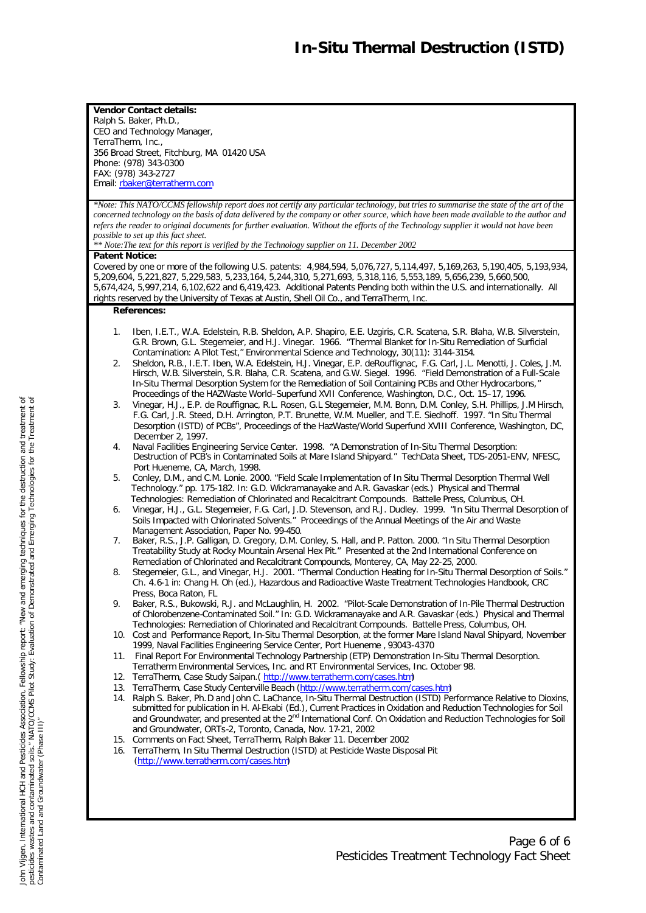**Vendor Contact details:**
Ralph S. Baker, Ph.D.,
CEO and Technology Manager,
TerraTherm, Inc.,
356 Broad Street, Fitchburg, MA 01420 USA
Phone: (978) 343-0300
FAX: (978) 343-2727
Email: rbaker@terratherm.com

*\*Note: This NATO/CCMS fellowship report does not certify any particular technology, but tries to summarise the state of the art of the concerned technology on the basis of data delivered by the company or other source, which have been made available to the author and refers the reader to original documents for further evaluation. Without the efforts of the Technology supplier it would not have been possible to set up this fact sheet.*

*\*\* Note:The text for this report is verified by the Technology supplier on 11. December 2002*

**Patent Notice:**
Covered by one or more of the following U.S. patents: 4,984,594, 5,076,727, 5,114,497, 5,169,263, 5,190,405, 5,193,934, 5,209,604, 5,221,827, 5,229,583, 5,233,164, 5,244,310, 5,271,693, 5,318,116, 5,553,189, 5,656,239, 5,660,500, 5,674,424, 5,997,214, 6,102,622 and 6,419,423. Additional Patents Pending both within the U.S. and internationally. All rights reserved by the University of Texas at Austin, Shell Oil Co., and TerraTherm, Inc.

**References:**

1. Iben, I.E.T., W.A. Edelstein, R.B. Sheldon, A.P. Shapiro, E.E. Uzgiris, C.R. Scatena, S.R. Blaha, W.B. Silverstein, G.R. Brown, G.L. Stegemeier, and H.J. Vinegar. 1966. "Thermal Blanket for In-Situ Remediation of Surficial Contamination: A Pilot Test," Environmental Science and Technology, 30(11): 3144-3154.
2. Sheldon, R.B., I.E.T. Iben, W.A. Edelstein, H.J. Vinegar, E.P. deRouffignac, F.G. Carl, J.L. Menotti, J. Coles, J.M. Hirsch, W.B. Silverstein, S.R. Blaha, C.R. Scatena, and G.W. Siegel. 1996. "Field Demonstration of a Full-Scale In-Situ Thermal Desorption System for the Remediation of Soil Containing PCBs and Other Hydrocarbons," Proceedings of the HAZWaste World–Superfund XVII Conference, Washington, D.C., Oct. 15–17, 1996.
3. Vinegar, H.J., E.P. de Rouffignac, R.L. Rosen, G.L Stegemeier, M.M. Bonn, D.M. Conley, S.H. Phillips, J.M Hirsch, F.G. Carl, J.R. Steed, D.H. Arrington, P.T. Brunette, W.M. Mueller, and T.E. Siedhoff. 1997. "In Situ Thermal Desorption (ISTD) of PCBs", Proceedings of the HazWaste/World Superfund XVIII Conference, Washington, DC, December 2, 1997.
4. Naval Facilities Engineering Service Center. 1998. "A Demonstration of In-Situ Thermal Desorption: Destruction of PCB's in Contaminated Soils at Mare Island Shipyard." TechData Sheet, TDS-2051-ENV, NFESC, Port Hueneme, CA, March, 1998.
5. Conley, D.M., and C.M. Lonie. 2000. "Field Scale Implementation of In Situ Thermal Desorption Thermal Well Technology." pp. 175-182. In: G.D. Wickramanayake and A.R. Gavaskar (eds.) Physical and Thermal Technologies: Remediation of Chlorinated and Recalcitrant Compounds. Battelle Press, Columbus, OH.
6. Vinegar, H.J., G.L. Stegemeier, F.G. Carl, J.D. Stevenson, and R.J. Dudley. 1999. "In Situ Thermal Desorption of Soils Impacted with Chlorinated Solvents." Proceedings of the Annual Meetings of the Air and Waste Management Association, Paper No. 99-450.
7. Baker, R.S., J.P. Galligan, D. Gregory, D.M. Conley, S. Hall, and P. Patton. 2000. "In Situ Thermal Desorption Treatability Study at Rocky Mountain Arsenal Hex Pit." Presented at the 2nd International Conference on Remediation of Chlorinated and Recalcitrant Compounds, Monterey, CA, May 22-25, 2000.
8. Stegemeier, G.L., and Vinegar, H.J. 2001. "Thermal Conduction Heating for In-Situ Thermal Desorption of Soils." Ch. 4.6-1 in: Chang H. Oh (ed.), Hazardous and Radioactive Waste Treatment Technologies Handbook, CRC Press, Boca Raton, FL
9. Baker, R.S., Bukowski, R.J. and McLaughlin, H. 2002. "Pilot-Scale Demonstration of In-Pile Thermal Destruction of Chlorobenzene-Contaminated Soil." In: G.D. Wickramanayake and A.R. Gavaskar (eds.) Physical and Thermal Technologies: Remediation of Chlorinated and Recalcitrant Compounds. Battelle Press, Columbus, OH.
10. Cost and Performance Report, In-Situ Thermal Desorption, at the former Mare Island Naval Shipyard, November 1999, Naval Facilities Engineering Service Center, Port Hueneme , 93043-4370
11. Final Report For Environmental Technology Partnership (ETP) Demonstration In-Situ Thermal Desorption. Terratherm Environmental Services, Inc. and RT Environmental Services, Inc. October 98.
12. TerraTherm, Case Study Saipan.( http://www.terratherm.com/cases.htm)
13. TerraTherm, Case Study Centerville Beach (http://www.terratherm.com/cases.htm)
14. Ralph S. Baker, Ph.D and John C. LaChance, In-Situ Thermal Destruction (ISTD) Performance Relative to Dioxins, submitted for publication in H. Al-Ekabi (Ed.), Current Practices in Oxidation and Reduction Technologies for Soil and Groundwater, and presented at the 2nd International Conf. On Oxidation and Reduction Technologies for Soil and Groundwater, ORTs-2, Toronto, Canada, Nov. 17-21, 2002
15. Comments on Fact Sheet, TerraTherm, Ralph Baker 11. December 2002
16. TerraTherm, In Situ Thermal Destruction (ISTD) at Pesticide Waste Disposal Pit (http://www.terratherm.com/cases.htm)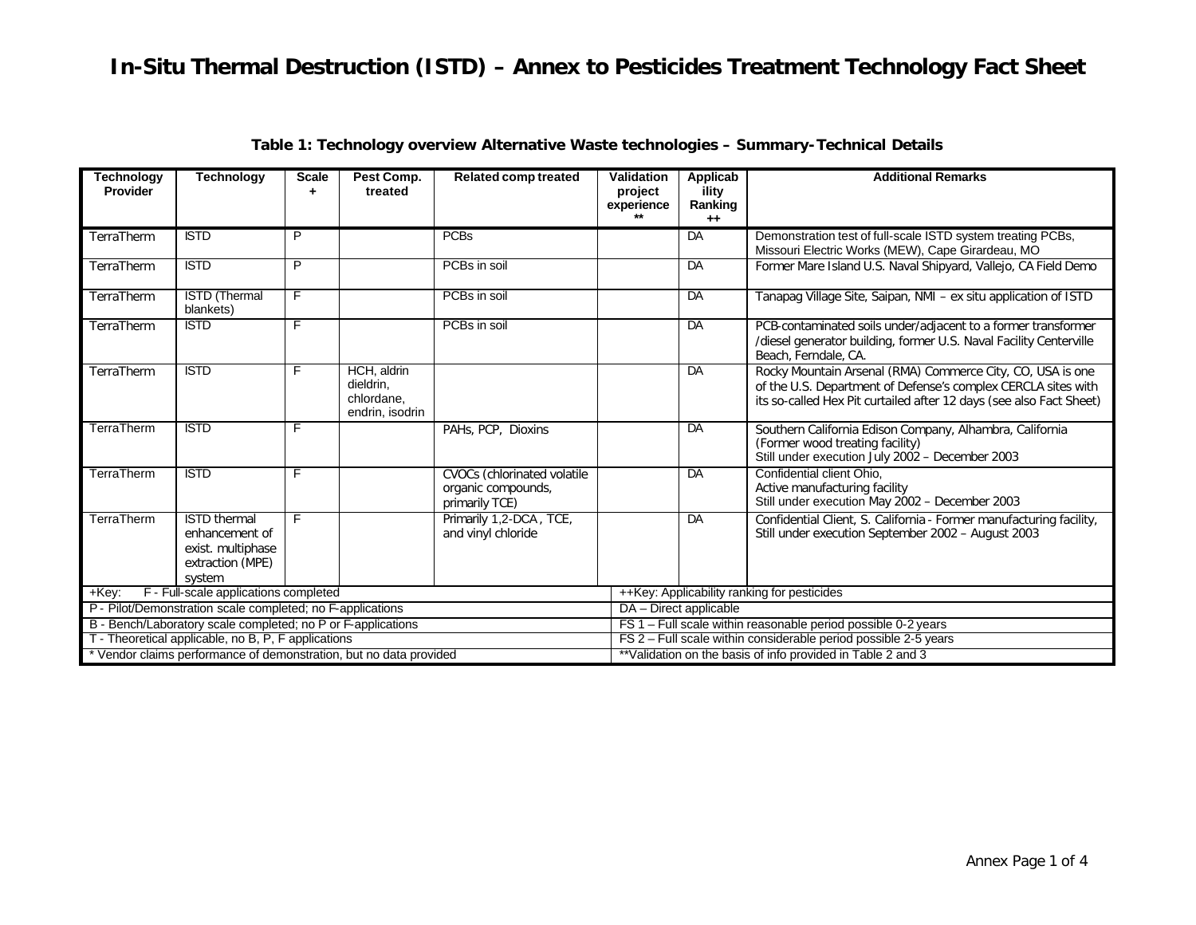# In-Situ Thermal Destruction (ISTD) – Annex to Pesticides Treatment Technology Fact Sheet

**Table 1: Technology overview Alternative Waste technologies – Summary-Technical Details**

| Technology Provider | Technology | Scale + | Pest Comp. treated | Related comp treated | Validation project experience ** | Applicability Ranking ++ | Additional Remarks |
|---|---|---|---|---|---|---|---|
| TerraTherm | ISTD | P | | PCBs | | DA | Demonstration test of full-scale ISTD system treating PCBs, Missouri Electric Works (MEW), Cape Girardeau, MO |
| TerraTherm | ISTD | P | | PCBs in soil | | DA | Former Mare Island U.S. Naval Shipyard, Vallejo, CA Field Demo |
| TerraTherm | ISTD (Thermal blankets) | F | | PCBs in soil | | DA | Tanapag Village Site, Saipan, NMI – ex situ application of ISTD |
| TerraTherm | ISTD | F | | PCBs in soil | | DA | PCB-contaminated soils under/adjacent to a former transformer /diesel generator building, former U.S. Naval Facility Centerville Beach, Ferndale, CA. |
| TerraTherm | ISTD | F | HCH, aldrin dieldrin, chlordane, endrin, isodrin | | | DA | Rocky Mountain Arsenal (RMA) Commerce City, CO, USA is one of the U.S. Department of Defense's complex CERCLA sites with its so-called Hex Pit curtailed after 12 days (see also Fact Sheet) |
| TerraTherm | ISTD | F | | PAHs, PCP, Dioxins | | DA | Southern California Edison Company, Alhambra, California (Former wood treating facility) Still under execution July 2002 – December 2003 |
| TerraTherm | ISTD | F | | CVOCs (chlorinated volatile organic compounds, primarily TCE) | | DA | Confidential client Ohio, Active manufacturing facility Still under execution May 2002 – December 2003 |
| TerraTherm | ISTD thermal enhancement of exist. multiphase extraction (MPE) system | F | | Primarily 1,2-DCA, TCE, and vinyl chloride | | DA | Confidential Client, S. California - Former manufacturing facility, Still under execution September 2002 – August 2003 |

| +Key: | ++Key: Applicability ranking for pesticides |
|---|---|
| F - Full-scale applications completed | DA – Direct applicable |
| P - Pilot/Demonstration scale completed; no F-applications | FS 1 – Full scale within reasonable period possible 0-2 years |
| B - Bench/Laboratory scale completed; no P or F-applications | FS 2 – Full scale within considerable period possible 2-5 years |
| T - Theoretical applicable, no B, P, F applications | **Validation on the basis of info provided in Table 2 and 3 |
| * Vendor claims performance of demonstration, but no data provided | |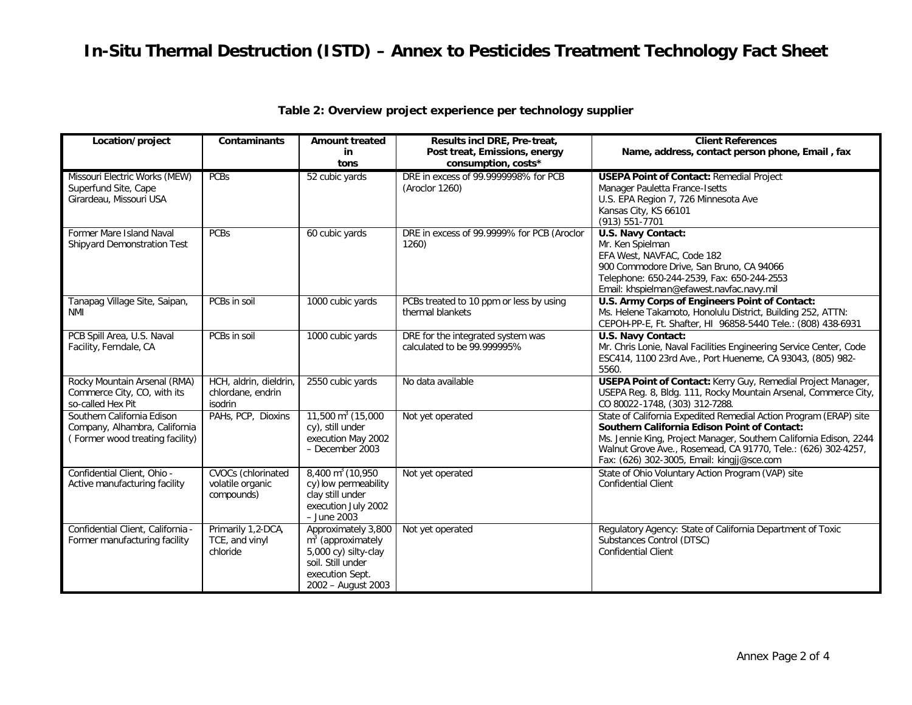# In-Situ Thermal Destruction (ISTD) – Annex to Pesticides Treatment Technology Fact Sheet

**Table 2: Overview project experience per technology supplier**

| Location/project | Contaminants | Amount treated in tons | Results incl DRE, Pre-treat, Post treat, Emissions, energy consumption, costs* | Client References Name, address, contact person phone, Email , fax |
|---|---|---|---|---|
| Missouri Electric Works (MEW) Superfund Site, Cape Girardeau, Missouri USA | PCBs | 52 cubic yards | DRE in excess of 99.9999998% for PCB (Aroclor 1260) | **USEPA Point of Contact:** Remedial Project Manager Pauletta France-Isetts U.S. EPA Region 7, 726 Minnesota Ave Kansas City, KS 66101 (913) 551-7701 |
| Former Mare Island Naval Shipyard Demonstration Test | PCBs | 60 cubic yards | DRE in excess of 99.9999% for PCB (Aroclor 1260) | **U.S. Navy Contact:** Mr. Ken Spielman EFA West, NAVFAC, Code 182 900 Commodore Drive, San Bruno, CA 94066 Telephone: 650-244-2539, Fax: 650-244-2553 Email: khspielman@efawest.navfac.navy.mil |
| Tanapag Village Site, Saipan, NMI | PCBs in soil | 1000 cubic yards | PCBs treated to 10 ppm or less by using thermal blankets | **U.S. Army Corps of Engineers Point of Contact:** Ms. Helene Takamoto, Honolulu District, Building 252, ATTN: CEPOH-PP-E, Ft. Shafter, HI 96858-5440 Tele.: (808) 438-6931 |
| PCB Spill Area, U.S. Naval Facility, Ferndale, CA | PCBs in soil | 1000 cubic yards | DRE for the integrated system was calculated to be 99.999995% | **U.S. Navy Contact:** Mr. Chris Lonie, Naval Facilities Engineering Service Center, Code ESC414, 1100 23rd Ave., Port Hueneme, CA 93043, (805) 982-5560. |
| Rocky Mountain Arsenal (RMA) Commerce City, CO, with its so-called Hex Pit | HCH, aldrin, dieldrin, chlordane, endrin isodrin | 2550 cubic yards | No data available | **USEPA Point of Contact:** Kerry Guy, Remedial Project Manager, USEPA Reg. 8, Bldg. 111, Rocky Mountain Arsenal, Commerce City, CO 80022-1748, (303) 312-7288. |
| Southern California Edison Company, Alhambra, California ( Former wood treating facility) | PAHs, PCP, Dioxins | 11,500 $m^3$ (15,000 cy), still under execution May 2002 – December 2003 | Not yet operated | State of California Expedited Remedial Action Program (ERAP) site **Southern California Edison Point of Contact:** Ms. Jennie King, Project Manager, Southern California Edison, 2244 Walnut Grove Ave., Rosemead, CA 91770, Tele.: (626) 302-4257, Fax: (626) 302-3005, Email: kingjj@sce.com |
| Confidential Client, Ohio - Active manufacturing facility | CVOCs (chlorinated volatile organic compounds) | 8,400 $m^3$ (10,950 cy) low permeability clay still under execution July 2002 – June 2003 | Not yet operated | State of Ohio Voluntary Action Program (VAP) site Confidential Client |
| Confidential Client, California - Former manufacturing facility | Primarily 1,2-DCA, TCE, and vinyl chloride | Approximately 3,800 $m^3$ (approximately 5,000 cy) silty-clay soil. Still under execution Sept. 2002 – August 2003 | Not yet operated | Regulatory Agency: State of California Department of Toxic Substances Control (DTSC) Confidential Client |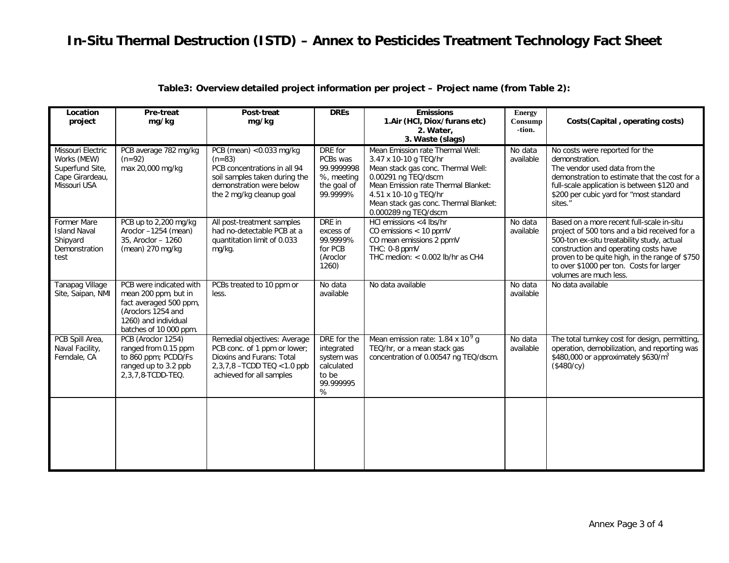# In-Situ Thermal Destruction (ISTD) – Annex to Pesticides Treatment Technology Fact Sheet

**Table3: Overview detailed project information per project – Project name (from Table 2):**

| Location project | Pre-treat mg/kg | Post-treat mg/kg | DREs | Emissions 1.Air (HCl, Diox/furans etc) 2. Water, 3. Waste (slags) | Energy Consump-tion. | Costs(Capital , operating costs) |
|---|---|---|---|---|---|---|
| Missouri Electric Works (MEW) Superfund Site, Cape Girardeau, Missouri USA | PCB average 782 mg/kg (n=92) max 20,000 mg/kg | PCB (mean) <0.033 mg/kg (n=83) PCB concentrations in all 94 soil samples taken during the demonstration were below the 2 mg/kg cleanup goal | DRE for PCBs was 99.9999998 %, meeting the goal of 99.9999% | Mean Emission rate Thermal Well: 3.47 x 10-10 g TEQ/hr Mean stack gas conc. Thermal Well: 0.00291 ng TEQ/dscm Mean Emission rate Thermal Blanket: 4.51 x 10-10 g TEQ/hr Mean stack gas conc. Thermal Blanket: 0.000289 ng TEQ/dscm | No data available | No costs were reported for the demonstration. The vendor used data from the demonstration to estimate that the cost for a full-scale application is between \$120 and \$200 per cubic yard for "most standard sites." |
| Former Mare Island Naval Shipyard Demonstration test | PCB up to 2,200 mg/kg Aroclor –1254 (mean) 35, Aroclor – 1260 (mean) 270 mg/kg | All post-treatment samples had no-detectable PCB at a quantitation limit of 0.033 mg/kg. | DRE in excess of 99.9999% for PCB (Aroclor 1260) | HCl emissions <4 lbs/hr CO emissions < 10 ppmV CO mean emissions 2 ppmV THC: 0-8 ppmV THC medion: < 0.002 lb/hr as CH4 | No data available | Based on a more recent full-scale in-situ project of 500 tons and a bid received for a 500-ton ex-situ treatability study, actual construction and operating costs have proven to be quite high, in the range of \$750 to over \$1000 per ton. Costs for larger volumes are much less. |
| Tanapag Village Site, Saipan, NMI | PCB were indicated with mean 200 ppm, but in fact averaged 500 ppm, (Aroclors 1254 and 1260) and individual batches of 10 000 ppm. | PCBs treated to 10 ppm or less. | No data available | No data available | No data available | No data available |
| PCB Spill Area, Naval Facility, Ferndale, CA | PCB (Aroclor 1254) ranged from 0.15 ppm to 860 ppm; PCDD/Fs ranged up to 3.2 ppb 2,3,7,8-TCDD-TEQ. | Remedial objectives: Average PCB conc. of 1 ppm or lower; Dioxins and Furans: Total 2,3,7,8 –TCDD TEQ <1.0 ppb achieved for all samples | DRE for the integrated system was calculated to be 99.999995 % | Mean emission rate: $1.84 \times 10^{9}$ g TEQ/hr, or a mean stack gas concentration of 0.00547 ng TEQ/dscm. | No data available | The total turnkey cost for design, permitting, operation, demobilization, and reporting was \$480,000 or approximately \$630/m$^3$ (\$480/cy) |
| | | | | | | |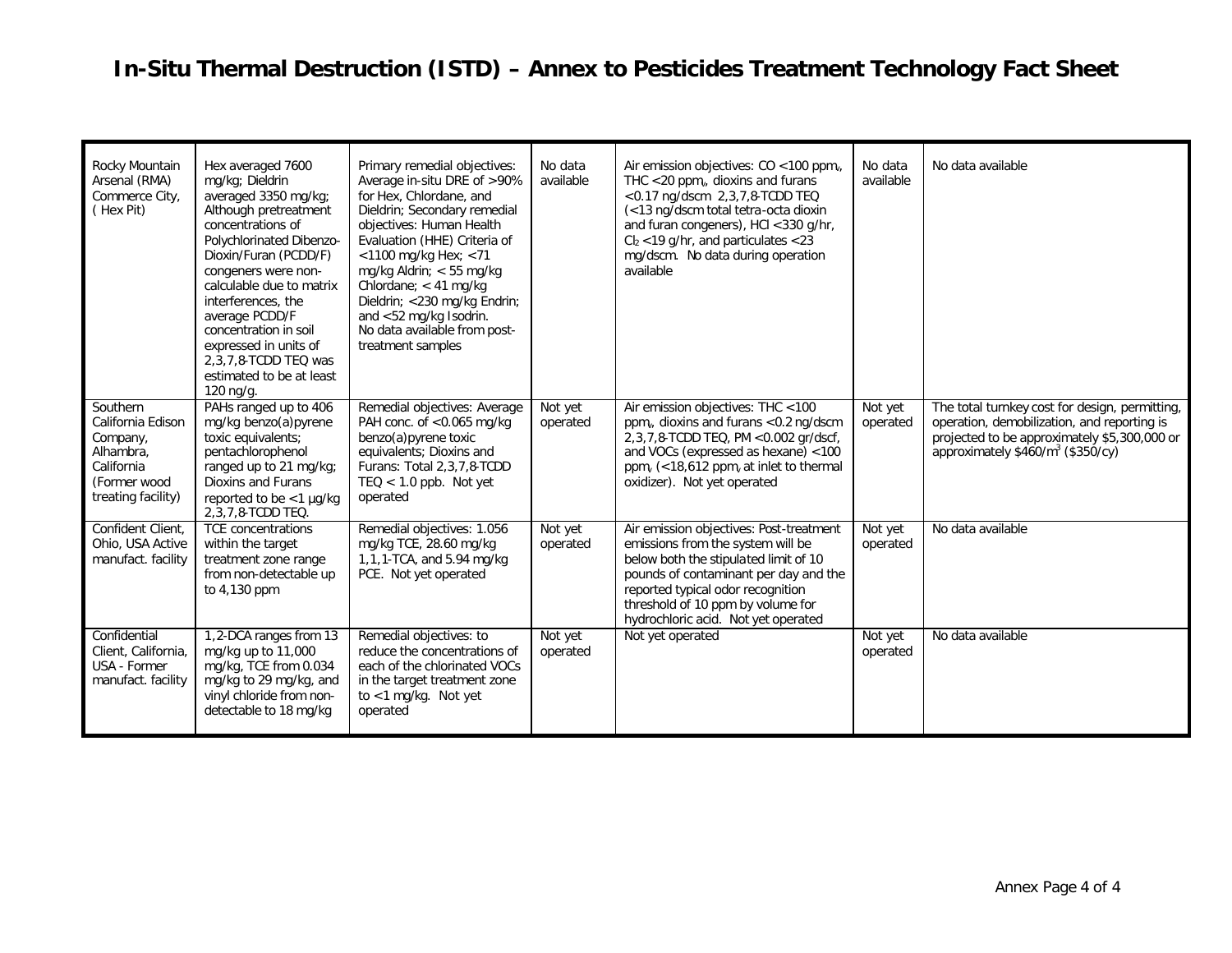# In-Situ Thermal Destruction (ISTD) – Annex to Pesticides Treatment Technology Fact Sheet

| | | | | | | |
|---|---|---|---|---|---|---|
| Rocky Mountain Arsenal (RMA) Commerce City, ( Hex Pit) | Hex averaged 7600 mg/kg; Dieldrin averaged 3350 mg/kg; Although pretreatment concentrations of Polychlorinated Dibenzo-Dioxin/Furan (PCDD/F) congeners were non-calculable due to matrix interferences, the average PCDD/F concentration in soil expressed in units of 2,3,7,8-TCDD TEQ was estimated to be at least 120 ng/g. | Primary remedial objectives: Average in-situ DRE of >90% for Hex, Chlordane, and Dieldrin; Secondary remedial objectives: Human Health Evaluation (HHE) Criteria of <1100 mg/kg Hex; <71 mg/kg Aldrin; < 55 mg/kg Chlordane; < 41 mg/kg Dieldrin; <230 mg/kg Endrin; and <52 mg/kg Isodrin. No data available from post-treatment samples | No data available | Air emission objectives: CO <100 $ppm_v$, THC <20 $ppm_v$, dioxins and furans <0.17 ng/dscm 2,3,7,8-TCDD TEQ (<13 ng/dscm total tetra-octa dioxin and furan congeners), HCl <330 g/hr, $Cl_2$ <19 g/hr, and particulates <23 mg/dscm. No data during operation available | No data available | No data available |
| Southern California Edison Company, Alhambra, California (Former wood treating facility) | PAHs ranged up to 406 mg/kg benzo(a)pyrene toxic equivalents; pentachlorophenol ranged up to 21 mg/kg; Dioxins and Furans reported to be <1 µg/kg 2,3,7,8-TCDD TEQ. | Remedial objectives: Average PAH conc. of <0.065 mg/kg benzo(a)pyrene toxic equivalents; Dioxins and Furans: Total 2,3,7,8-TCDD TEQ < 1.0 ppb. Not yet operated | Not yet operated | Air emission objectives: THC <100 $ppm_v$, dioxins and furans <0.2 ng/dscm 2,3,7,8-TCDD TEQ, PM <0.002 gr/dscf, and VOCs (expressed as hexane) <100 $ppm_v$ (<18,612 $ppm_v$ at inlet to thermal oxidizer). Not yet operated | Not yet operated | The total turnkey cost for design, permitting, operation, demobilization, and reporting is projected to be approximately \$5,300,000 or approximately \$460/$m^3$ (\$350/cy) |
| Confident Client, Ohio, USA Active manufact. facility | TCE concentrations within the target treatment zone range from non-detectable up to 4,130 ppm | Remedial objectives: 1.056 mg/kg TCE, 28.60 mg/kg 1,1,1-TCA, and 5.94 mg/kg PCE. Not yet operated | Not yet operated | Air emission objectives: Post-treatment emissions from the system will be below both the stipulated limit of 10 pounds of contaminant per day and the reported typical odor recognition threshold of 10 ppm by volume for hydrochloric acid. Not yet operated | Not yet operated | No data available |
| Confidential Client, California, USA - Former manufact. facility | 1,2-DCA ranges from 13 mg/kg up to 11,000 mg/kg, TCE from 0.034 mg/kg to 29 mg/kg, and vinyl chloride from non-detectable to 18 mg/kg | Remedial objectives: to reduce the concentrations of each of the chlorinated VOCs in the target treatment zone to <1 mg/kg. Not yet operated | Not yet operated | Not yet operated | Not yet operated | No data available |